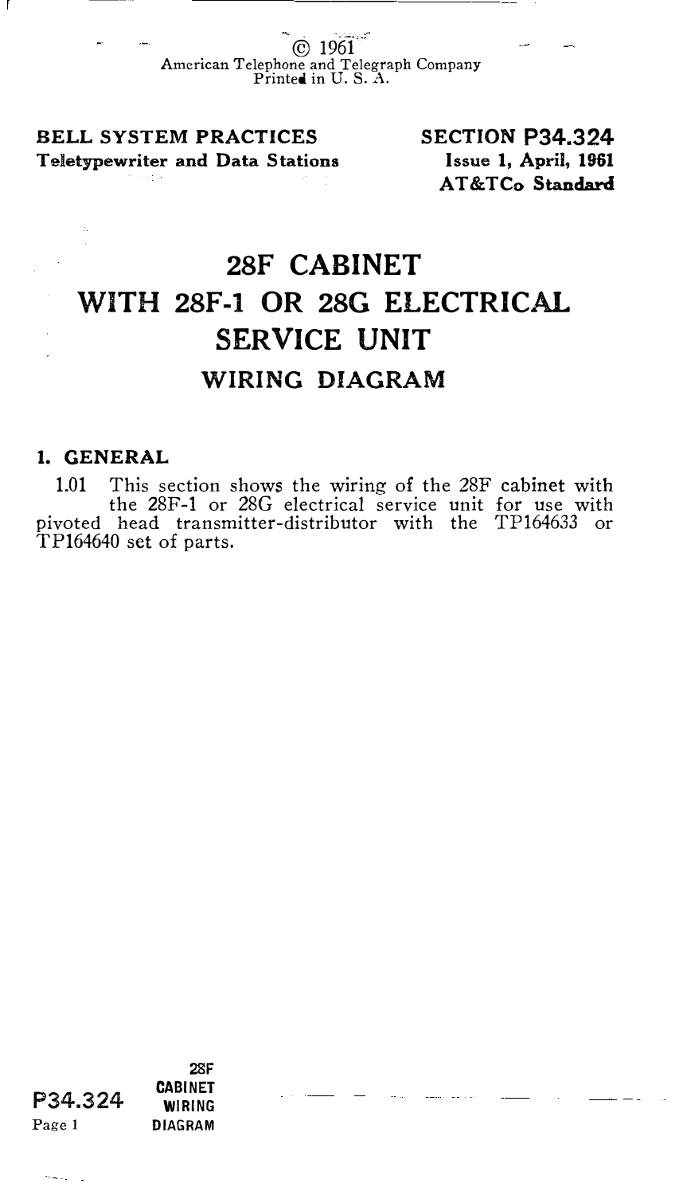© 1961
American Telephone and Telegraph Company
Printed in U. S. A.

**BELL SYSTEM PRACTICES**
**Teletypewriter and Data Stations**

**SECTION P34.324**
**Issue 1, April, 1961**
**AT&TCo Standard**

# 28F CABINET WITH 28F-1 OR 28G ELECTRICAL SERVICE UNIT

## WIRING DIAGRAM

### 1. GENERAL

1.01 This section shows the wiring of the 28F cabinet with the 28F-1 or 28G electrical service unit for use with pivoted head transmitter-distributor with the TP164633 or TP164640 set of parts.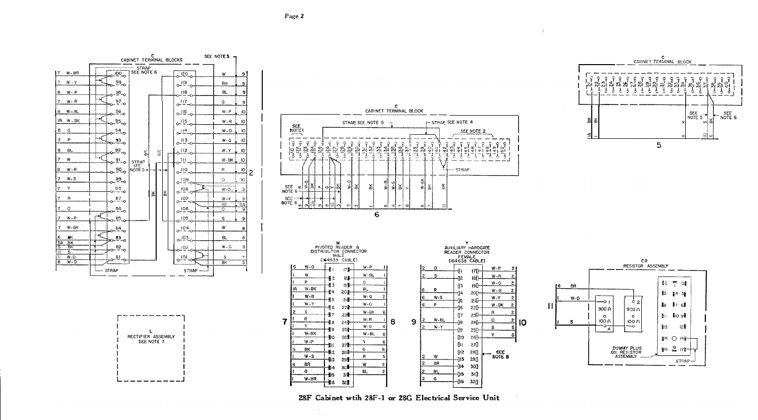# 28F Cabinet wtih 28F-1 or 28G Electrical Service Unit

## C — Cabinet Terminal Blocks (Cable 2)

STRAP SEE NOTE 6 — SEE NOTE 5 — STRAP SEE NOTE 5

| Cable | Wire | Terminal | | Terminal | Wire | Cable |
|---|---|---|---|---|---|---|
| 7 | W-BR | 100 | | 120 | W | 9 |
| 7 | W-Y | 99 | | 119 | BR | 9 |
| 8 | W-P | 98 | | 118 | BL | 9 |
| 7 | W-R | 97 | | 117 | G | 9 |
| 8 | W-BL | 96 | | 116 | W-P | 10 |
| 7A | W-BK | 95 | | 115 | W-R | 10 |
| 8 | G | 94 | | 114 | W-O | 10 |
| 7 | P | 93 | | 113 | W-G | 10 |
| 8 | BL | 92 | | 112 | W-Y | 10 |
| 7 | W | 91 | | 111 | W-BK | 10 |
| 8 | W-R | 90 | | 110 | R | 10 |
| 7 | W-S | 89 | | 109 | O | 10 |
| 7 | Y | 88 | | 108 | W-BL | 9 |
| 7 | R | 87 | | 107 | W-Y / BK | 9 / 5A |
| 7 | O | 86 | | 106 | O | 9 |
| 7 | W-P | 85 | | 105 | S | 9 |
| 7 | W-BK | 84 | | 104 | W | 8 |
| 6 | BK | 83 | | 103 | BL | 8 |
| 5A / 5 | BK / BK | 82 | | 102 | W-G | 8 |
| 11 / 11 / 8 | S / W-O / W-O | 81 | | 101 | S / BK | 7 / 5 |

STRAP — STRAP

## C — Cabinet Terminal Block (Cable 6)

STRAP SEE NOTE 5 — STRAP SEE NOTE 4 — SEE NOTE 1 — SEE NOTE 2 — STRAP — SEE NOTE 6 — SEE NOTE 5

Terminals 121–150

Wires: R, W-S, BK, P, G, Y, BK, W-O, BK, BK, W-BL, W-G, BK, Y, W-BK, BR, BR

Cables: 9, 9, 5A, 9, 8, 10, 9, 7, 2, 1, 8, 9, 7, 8, 8, 7, 11

## C — Cabinet Terminal Block (Cable 5)

Terminals 21–40

Wires: BK (1A), BK (1), R (8), S (10), BK (6)

SEE NOTE 5 — SEE NOTE 6

## W — Pivoted Reader & Distributor Connector, Male (164639 Cable)

| Cable | Wire | Pin | Pin | Wire | Cable |
|---|---|---|---|---|---|
| 6 | W-O | 1 | 17 | W-P | 1 |
| 1 | W | 2 | 18 | W-BL | 1 |
| 1 | P | 3 | 19 | G | 1 |
| 1A | W-BK | 4 | 20 | BL | 1 |
| 1 | W-R | 5 | 21 | W-G | 2 |
| 1 | W-Y | 6 | 22 | W-O | 1 |
| 2 | S | 7 | 23 | W-BK | 6 |
| 1 | R | 8 | 24 | W-R | 1 |
| 1 | Y | 9 | 25 | W-G | 5 |
| 1 | W-BK | 10 | 26 | W-BL | 6 |
| 1 | W-P | 11 | 27 | Y | 6 |
| 6 | BK | 12 | 28 | G | 6 |
| 1 | W-S | 13 | 29 | R | 5 |
| 6 | BR | 14 | 30 | W | 2 |
| 1 | O | 15 | 31 | BL | 2 |
| 1 | W-BR | 16 | 32 | | |

Cables 7 (left), 8 (right)

## Y — Auxiliary Hardgate Reader Connector, Female (164638 Cable)

| Cable | Wire | Pin | Pin | Wire | Cable |
|---|---|---|---|---|---|
| 2 | O | 1 | 17 | W-P | 2 |
| 2 | S | 2 | 18 | W-R | 2 |
| | | 3 | 19 | W-O | 2 |
| 6 | R | 4 | 20 | W-G | 2 |
| 6 | W-S | 5 | 21 | W-Y | 2 |
| 6 | P | 6 | 22 | W-BK | 2 |
| | | 7 | 23 | R | 2 |
| 2 | W-BL | 8 | 24 | O | 2 |
| 2 | W-Y | 9 | 25 | S | 5 |
| | | 10 | 26 | Y | 6 |
| | | 11 | 27 | | |
| | | 12 | 28 | | |
| 2 | W | 13 | 29 | | |
| 2 | BR | 14 | 30 | | |
| 2 | BL | 15 | 31 | | |
| 2 | G | 16 | 32 | | |

Cables 9 (left), 10 (right) — SEE NOTE 5 (pin 28)

## L — Rectifier Assembly

SEE NOTE 7

## CR — Resistor Assembly

Cable 11: 6 BR, W-O, S

900 Ω — 100 Ω (1, 4); 900 Ω — 100 Ω (2)

Dummy Plug on Resistor Assembly — Strap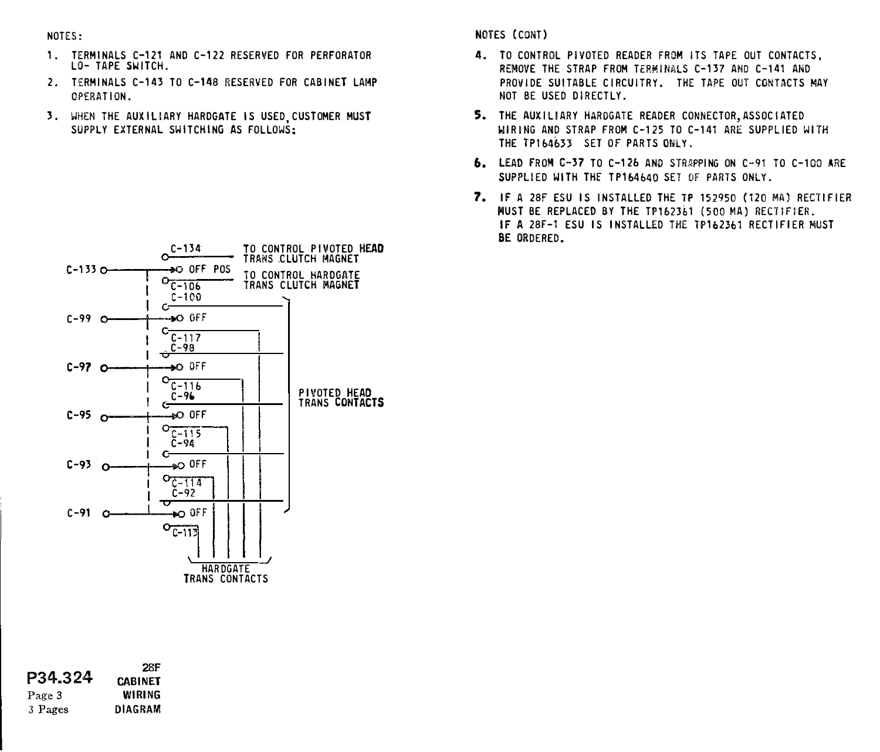NOTES:

1. TERMINALS C-121 AND C-122 RESERVED FOR PERFORATOR LO- TAPE SWITCH.
2. TERMINALS C-143 TO C-148 RESERVED FOR CABINET LAMP OPERATION.
3. WHEN THE AUXILIARY HARDGATE IS USED, CUSTOMER MUST SUPPLY EXTERNAL SWITCHING AS FOLLOWS:

C-134
TO CONTROL PIVOTED HEAD TRANS CLUTCH MAGNET
C-133
OFF POS
TO CONTROL HARDGATE TRANS CLUTCH MAGNET
C-106
C-100
C-99
OFF
C-117
C-98
C-97
OFF
C-116
C-96
C-95
OFF
C-115
C-94
C-93
OFF
C-114
C-92
C-91
OFF
C-113
PIVOTED HEAD TRANS CONTACTS
HARDGATE TRANS CONTACTS

NOTES (CONT)

4. TO CONTROL PIVOTED READER FROM ITS TAPE OUT CONTACTS, REMOVE THE STRAP FROM TERMINALS C-137 AND C-141 AND PROVIDE SUITABLE CIRCUITRY. THE TAPE OUT CONTACTS MAY NOT BE USED DIRECTLY.
5. THE AUXILIARY HARDGATE READER CONNECTOR, ASSOCIATED WIRING AND STRAP FROM C-125 TO C-141 ARE SUPPLIED WITH THE TP164633 SET OF PARTS ONLY.
6. LEAD FROM C-37 TO C-126 AND STRAPPING ON C-91 TO C-100 ARE SUPPLIED WITH THE TP164640 SET OF PARTS ONLY.
7. IF A 28F ESU IS INSTALLED THE TP 152950 (120 MA) RECTIFIER MUST BE REPLACED BY THE TP162361 (500 MA) RECTIFIER. IF A 28F-1 ESU IS INSTALLED THE TP162361 RECTIFIER MUST BE ORDERED.

P34.324 28F CABINET WIRING DIAGRAM